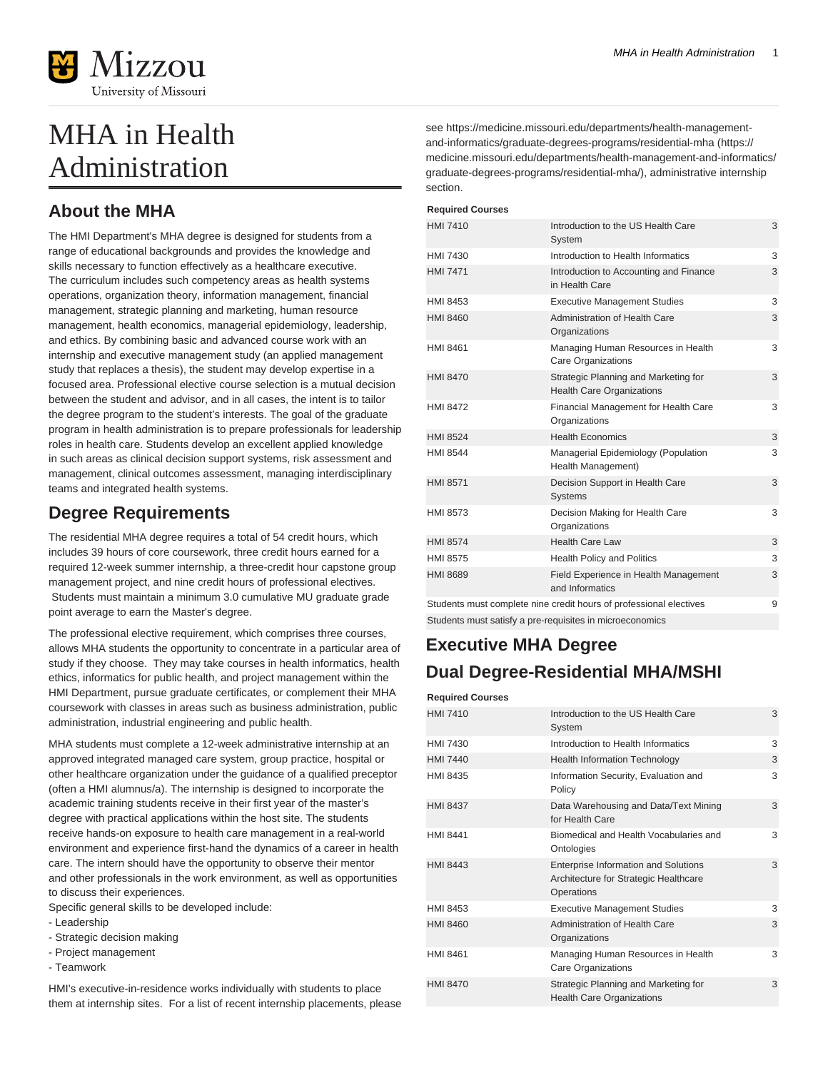# MHA in Health Administration

## About the MHA

The HMI Department's MHA degree is designed for students from a range of educational backgrounds and provides the knowledge and skills necessary to function effectively as a healthcare executive. The curriculum includes such competency areas as health systems operations, organization theory, information management, financial management, strategic planning and marketing, human resource management, health economics, managerial epidemiology, leadership, and ethics. By combining basic and advanced course work with an internship and executive management study (an applied management study that replaces a thesis), the student may develop expertise in a focused area. Professional elective course selection is a mutual decision between the student and advisor, and in all cases, the intent is to tailor the degree program to the student's interests. The goal of the graduate program in health administration is to prepare professionals for leadership roles in health care. Students develop an excellent applied knowledge in such areas as clinical decision support systems, risk assessment and management, clinical outcomes assessment, managing interdisciplinary teams and integrated health systems.

## Degree Requirements

The residential MHA degree requires a total of 54 credit hours, which includes 39 hours of core coursework, three credit hours earned for a required 12-week summer internship, a three-credit hour capstone group management project, and nine credit hours of professional electives. Students must maintain a minimum 3.0 cumulative MU graduate grade point average to earn the Master's degree.

The professional elective requirement, which comprises three courses, allows MHA students the opportunity to concentrate in a particular area of study if they choose. They may take courses in health informatics, health ethics, informatics for public health, and project management within the HMI Department, pursue graduate certificates, or complement their MHA coursework with classes in areas such as business administration, public administration, industrial engineering and public health.

MHA students must complete a 12-week administrative internship at an approved integrated managed care system, group practice, hospital or other healthcare organization under the guidance of a qualified preceptor (often a HMI alumnus/a). The internship is designed to incorporate the academic training students receive in their first year of the master's degree with practical applications within the host site. The students receive hands-on exposure to health care management in a real-world environment and experience first-hand the dynamics of a career in health care. The intern should have the opportunity to observe their mentor and other professionals in the work environment, as well as opportunities to discuss their experiences.
Specific general skills to be developed include:
- Leadership
- Strategic decision making
- Project management
- Teamwork

HMI's executive-in-residence works individually with students to place them at internship sites. For a list of recent internship placements, please see https://medicine.missouri.edu/departments/health-management-and-informatics/graduate-degrees-programs/residential-mha (https://medicine.missouri.edu/departments/health-management-and-informatics/graduate-degrees-programs/residential-mha/), administrative internship section.

| Required Courses | | |
|---|---|---|
| HMI 7410 | Introduction to the US Health Care System | 3 |
| HMI 7430 | Introduction to Health Informatics | 3 |
| HMI 7471 | Introduction to Accounting and Finance in Health Care | 3 |
| HMI 8453 | Executive Management Studies | 3 |
| HMI 8460 | Administration of Health Care Organizations | 3 |
| HMI 8461 | Managing Human Resources in Health Care Organizations | 3 |
| HMI 8470 | Strategic Planning and Marketing for Health Care Organizations | 3 |
| HMI 8472 | Financial Management for Health Care Organizations | 3 |
| HMI 8524 | Health Economics | 3 |
| HMI 8544 | Managerial Epidemiology (Population Health Management) | 3 |
| HMI 8571 | Decision Support in Health Care Systems | 3 |
| HMI 8573 | Decision Making for Health Care Organizations | 3 |
| HMI 8574 | Health Care Law | 3 |
| HMI 8575 | Health Policy and Politics | 3 |
| HMI 8689 | Field Experience in Health Management and Informatics | 3 |
| Students must complete nine credit hours of professional electives | | 9 |
| Students must satisfy a pre-requisites in microeconomics | | |

## Executive MHA Degree

## Dual Degree-Residential MHA/MSHI

| Required Courses | | |
|---|---|---|
| HMI 7410 | Introduction to the US Health Care System | 3 |
| HMI 7430 | Introduction to Health Informatics | 3 |
| HMI 7440 | Health Information Technology | 3 |
| HMI 8435 | Information Security, Evaluation and Policy | 3 |
| HMI 8437 | Data Warehousing and Data/Text Mining for Health Care | 3 |
| HMI 8441 | Biomedical and Health Vocabularies and Ontologies | 3 |
| HMI 8443 | Enterprise Information and Solutions Architecture for Strategic Healthcare Operations | 3 |
| HMI 8453 | Executive Management Studies | 3 |
| HMI 8460 | Administration of Health Care Organizations | 3 |
| HMI 8461 | Managing Human Resources in Health Care Organizations | 3 |
| HMI 8470 | Strategic Planning and Marketing for Health Care Organizations | 3 |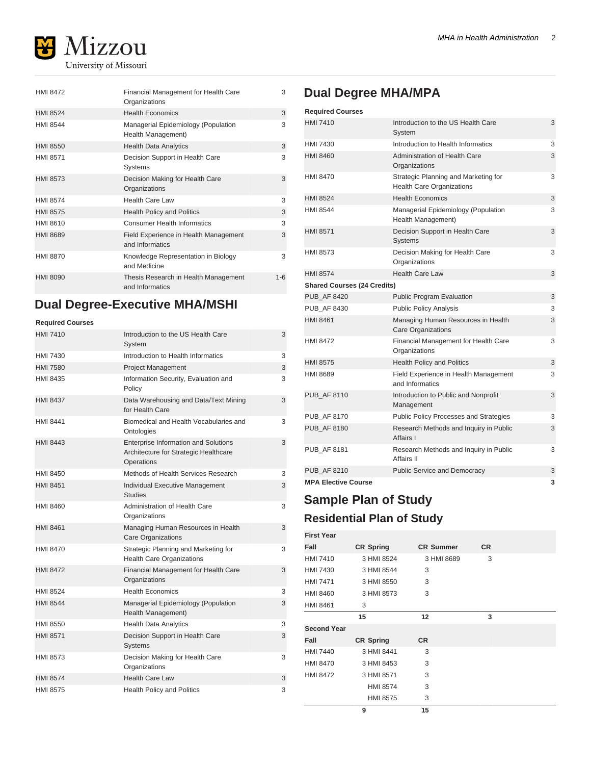| | | |
|---|---|---|
| HMI 8472 | Financial Management for Health Care Organizations | 3 |
| HMI 8524 | Health Economics | 3 |
| HMI 8544 | Managerial Epidemiology (Population Health Management) | 3 |
| HMI 8550 | Health Data Analytics | 3 |
| HMI 8571 | Decision Support in Health Care Systems | 3 |
| HMI 8573 | Decision Making for Health Care Organizations | 3 |
| HMI 8574 | Health Care Law | 3 |
| HMI 8575 | Health Policy and Politics | 3 |
| HMI 8610 | Consumer Health Informatics | 3 |
| HMI 8689 | Field Experience in Health Management and Informatics | 3 |
| HMI 8870 | Knowledge Representation in Biology and Medicine | 3 |
| HMI 8090 | Thesis Research in Health Management and Informatics | 1-6 |

## Dual Degree-Executive MHA/MSHI

| Required Courses | | |
|---|---|---|
| HMI 7410 | Introduction to the US Health Care System | 3 |
| HMI 7430 | Introduction to Health Informatics | 3 |
| HMI 7580 | Project Management | 3 |
| HMI 8435 | Information Security, Evaluation and Policy | 3 |
| HMI 8437 | Data Warehousing and Data/Text Mining for Health Care | 3 |
| HMI 8441 | Biomedical and Health Vocabularies and Ontologies | 3 |
| HMI 8443 | Enterprise Information and Solutions Architecture for Strategic Healthcare Operations | 3 |
| HMI 8450 | Methods of Health Services Research | 3 |
| HMI 8451 | Individual Executive Management Studies | 3 |
| HMI 8460 | Administration of Health Care Organizations | 3 |
| HMI 8461 | Managing Human Resources in Health Care Organizations | 3 |
| HMI 8470 | Strategic Planning and Marketing for Health Care Organizations | 3 |
| HMI 8472 | Financial Management for Health Care Organizations | 3 |
| HMI 8524 | Health Economics | 3 |
| HMI 8544 | Managerial Epidemiology (Population Health Management) | 3 |
| HMI 8550 | Health Data Analytics | 3 |
| HMI 8571 | Decision Support in Health Care Systems | 3 |
| HMI 8573 | Decision Making for Health Care Organizations | 3 |
| HMI 8574 | Health Care Law | 3 |
| HMI 8575 | Health Policy and Politics | 3 |

## Dual Degree MHA/MPA

| Required Courses | | |
|---|---|---|
| HMI 7410 | Introduction to the US Health Care System | 3 |
| HMI 7430 | Introduction to Health Informatics | 3 |
| HMI 8460 | Administration of Health Care Organizations | 3 |
| HMI 8470 | Strategic Planning and Marketing for Health Care Organizations | 3 |
| HMI 8524 | Health Economics | 3 |
| HMI 8544 | Managerial Epidemiology (Population Health Management) | 3 |
| HMI 8571 | Decision Support in Health Care Systems | 3 |
| HMI 8573 | Decision Making for Health Care Organizations | 3 |
| HMI 8574 | Health Care Law | 3 |
| **Shared Courses (24 Credits)** | | |
| PUB_AF 8420 | Public Program Evaluation | 3 |
| PUB_AF 8430 | Public Policy Analysis | 3 |
| HMI 8461 | Managing Human Resources in Health Care Organizations | 3 |
| HMI 8472 | Financial Management for Health Care Organizations | 3 |
| HMI 8575 | Health Policy and Politics | 3 |
| HMI 8689 | Field Experience in Health Management and Informatics | 3 |
| PUB_AF 8110 | Introduction to Public and Nonprofit Management | 3 |
| PUB_AF 8170 | Public Policy Processes and Strategies | 3 |
| PUB_AF 8180 | Research Methods and Inquiry in Public Affairs I | 3 |
| PUB_AF 8181 | Research Methods and Inquiry in Public Affairs II | 3 |
| PUB_AF 8210 | Public Service and Democracy | 3 |
| **MPA Elective Course** | | **3** |

## Sample Plan of Study

### Residential Plan of Study

| First Year | | | | | |
|---|---|---|---|---|---|
| **Fall** | **CR** | **Spring** | **CR** | **Summer** | **CR** |
| HMI 7410 | 3 | HMI 8524 | 3 | HMI 8689 | 3 |
| HMI 7430 | 3 | HMI 8544 | 3 | | |
| HMI 7471 | 3 | HMI 8550 | 3 | | |
| HMI 8460 | 3 | HMI 8573 | 3 | | |
| HMI 8461 | 3 | | | | |
| | 15 | | 12 | | 3 |

| Second Year | | | |
|---|---|---|---|
| **Fall** | **CR** | **Spring** | **CR** |
| HMI 7440 | 3 | HMI 8441 | 3 |
| HMI 8470 | 3 | HMI 8453 | 3 |
| HMI 8472 | 3 | HMI 8571 | 3 |
| | | HMI 8574 | 3 |
| | | HMI 8575 | 3 |
| | 9 | | 15 |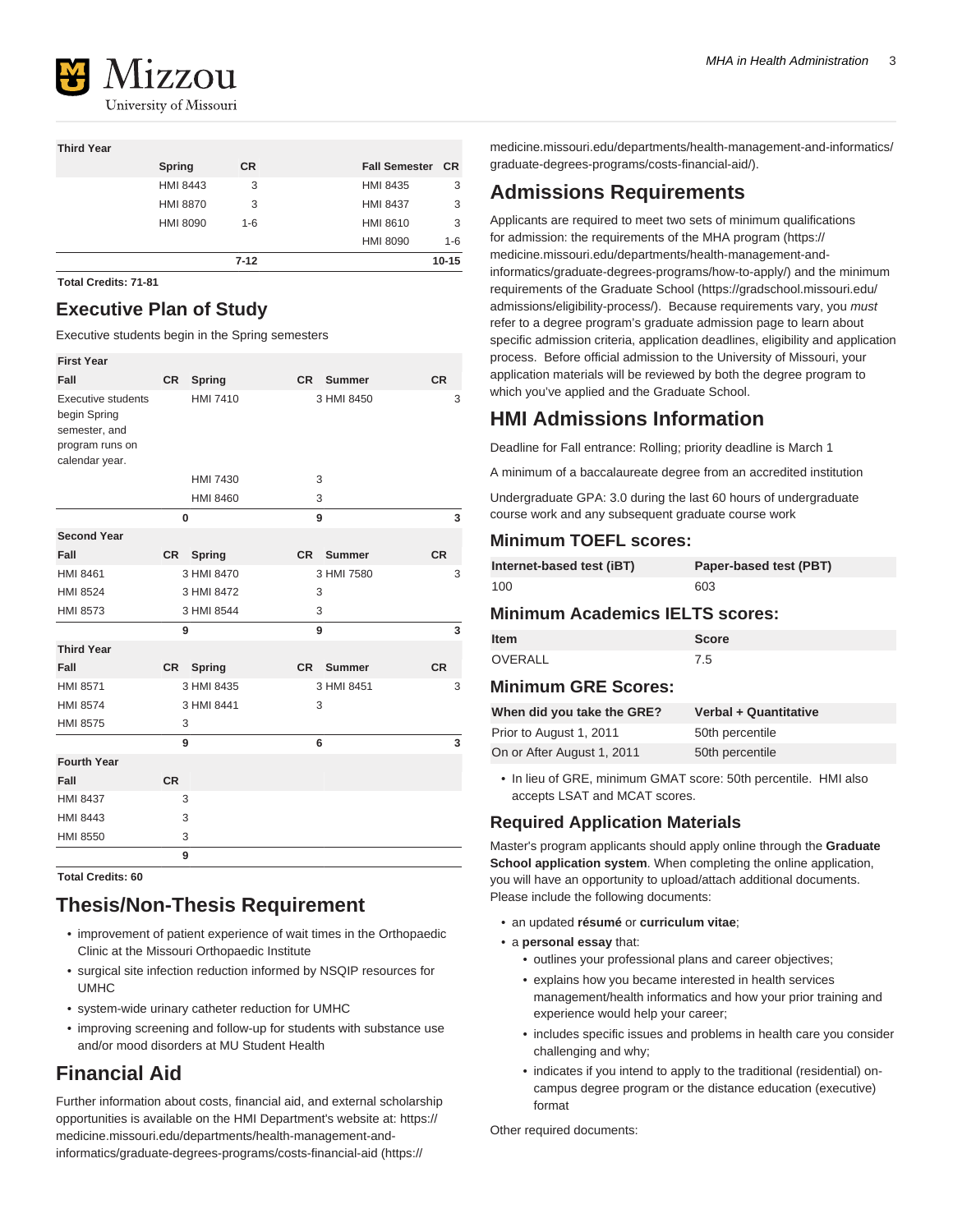| Third Year | | | | |
|---|---|---|---|---|
| | Spring | CR | Fall Semester | CR |
| | HMI 8443 | 3 | HMI 8435 | 3 |
| | HMI 8870 | 3 | HMI 8437 | 3 |
| | HMI 8090 | 1-6 | HMI 8610 | 3 |
| | | | HMI 8090 | 1-6 |
| | | 7-12 | | 10-15 |

**Total Credits: 71-81**

## Executive Plan of Study

Executive students begin in the Spring semesters

| First Year | | | | | |
|---|---|---|---|---|---|
| Fall | CR | Spring | CR | Summer | CR |
| Executive students begin Spring semester, and program runs on calendar year. | | HMI 7410 | 3 | HMI 8450 | 3 |
| | | HMI 7430 | 3 | | |
| | | HMI 8460 | 3 | | |
| | 0 | | 9 | | 3 |
| **Second Year** | | | | | |
| Fall | CR | Spring | CR | Summer | CR |
| HMI 8461 | 3 | HMI 8470 | 3 | HMI 7580 | 3 |
| HMI 8524 | 3 | HMI 8472 | 3 | | |
| HMI 8573 | 3 | HMI 8544 | 3 | | |
| | 9 | | 9 | | 3 |
| **Third Year** | | | | | |
| Fall | CR | Spring | CR | Summer | CR |
| HMI 8571 | 3 | HMI 8435 | 3 | HMI 8451 | 3 |
| HMI 8574 | 3 | HMI 8441 | 3 | | |
| HMI 8575 | 3 | | | | |
| | 9 | | 6 | | 3 |
| **Fourth Year** | | | | | |
| Fall | CR | | | | |
| HMI 8437 | 3 | | | | |
| HMI 8443 | 3 | | | | |
| HMI 8550 | 3 | | | | |
| | 9 | | | | |

**Total Credits: 60**

## Thesis/Non-Thesis Requirement

- improvement of patient experience of wait times in the Orthopaedic Clinic at the Missouri Orthopaedic Institute
- surgical site infection reduction informed by NSQIP resources for UMHC
- system-wide urinary catheter reduction for UMHC
- improving screening and follow-up for students with substance use and/or mood disorders at MU Student Health

## Financial Aid

Further information about costs, financial aid, and external scholarship opportunities is available on the HMI Department's website at: https://medicine.missouri.edu/departments/health-management-and-informatics/graduate-degrees-programs/costs-financial-aid (https://medicine.missouri.edu/departments/health-management-and-informatics/graduate-degrees-programs/costs-financial-aid/).

## Admissions Requirements

Applicants are required to meet two sets of minimum qualifications for admission: the requirements of the MHA program (https://medicine.missouri.edu/departments/health-management-and-informatics/graduate-degrees-programs/how-to-apply/) and the minimum requirements of the Graduate School (https://gradschool.missouri.edu/admissions/eligibility-process/). Because requirements vary, you *must* refer to a degree program's graduate admission page to learn about specific admission criteria, application deadlines, eligibility and application process. Before official admission to the University of Missouri, your application materials will be reviewed by both the degree program to which you've applied and the Graduate School.

## HMI Admissions Information

Deadline for Fall entrance: Rolling; priority deadline is March 1

A minimum of a baccalaureate degree from an accredited institution

Undergraduate GPA: 3.0 during the last 60 hours of undergraduate course work and any subsequent graduate course work

### Minimum TOEFL scores:

| Internet-based test (iBT) | Paper-based test (PBT) |
|---|---|
| 100 | 603 |

### Minimum Academics IELTS scores:

| Item | Score |
|---|---|
| OVERALL | 7.5 |

### Minimum GRE Scores:

| When did you take the GRE? | Verbal + Quantitative |
|---|---|
| Prior to August 1, 2011 | 50th percentile |
| On or After August 1, 2011 | 50th percentile |

- In lieu of GRE, minimum GMAT score: 50th percentile. HMI also accepts LSAT and MCAT scores.

### Required Application Materials

Master's program applicants should apply online through the **Graduate School application system**. When completing the online application, you will have an opportunity to upload/attach additional documents. Please include the following documents:

- an updated **résumé** or **curriculum vitae**;
- a **personal essay** that:
  - outlines your professional plans and career objectives;
  - explains how you became interested in health services management/health informatics and how your prior training and experience would help your career;
  - includes specific issues and problems in health care you consider challenging and why;
  - indicates if you intend to apply to the traditional (residential) on-campus degree program or the distance education (executive) format

Other required documents: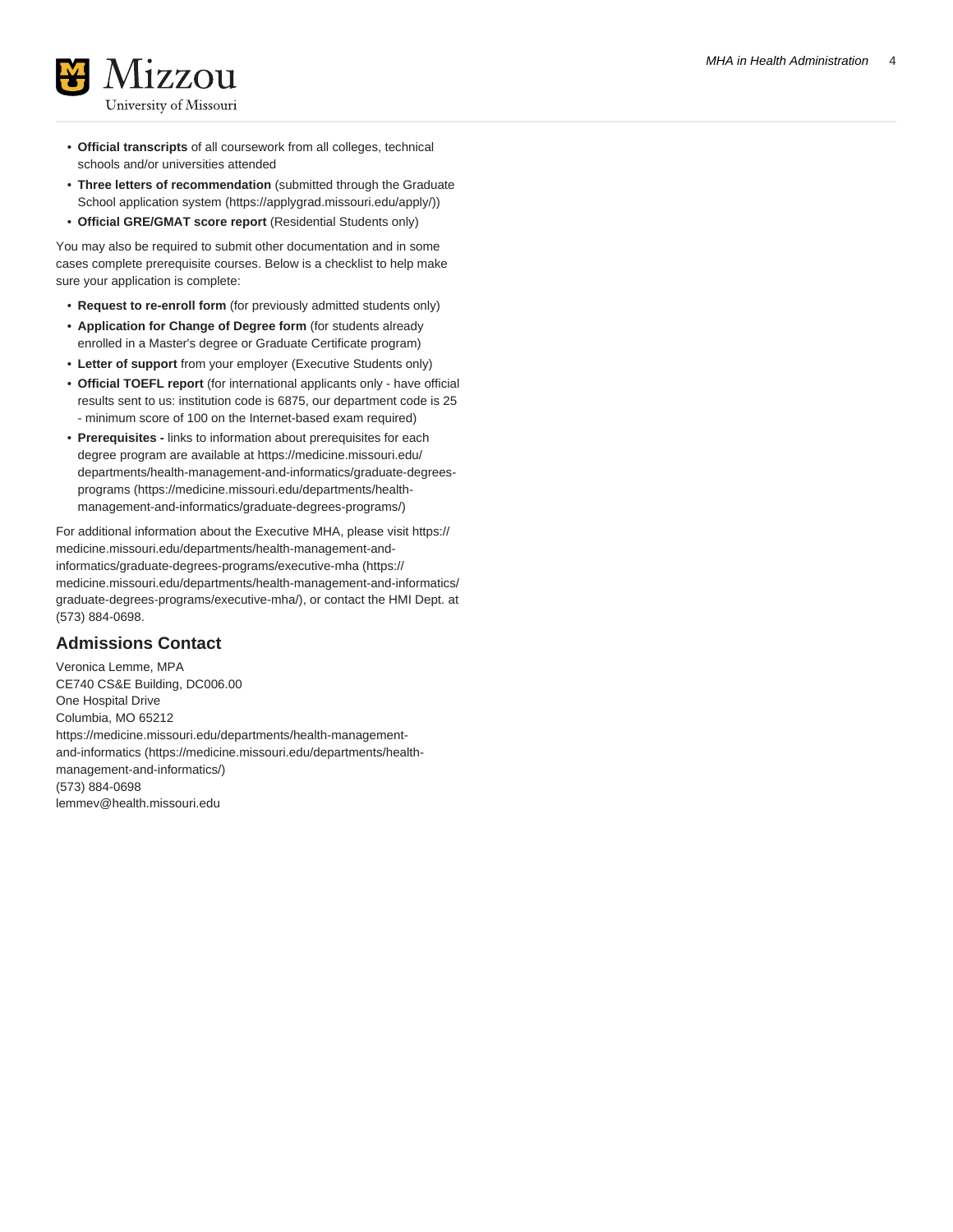- **Official transcripts** of all coursework from all colleges, technical schools and/or universities attended
- **Three letters of recommendation** (submitted through the Graduate School application system (https://applygrad.missouri.edu/apply/))
- **Official GRE/GMAT score report** (Residential Students only)

You may also be required to submit other documentation and in some cases complete prerequisite courses. Below is a checklist to help make sure your application is complete:

- **Request to re-enroll form** (for previously admitted students only)
- **Application for Change of Degree form** (for students already enrolled in a Master's degree or Graduate Certificate program)
- **Letter of support** from your employer (Executive Students only)
- **Official TOEFL report** (for international applicants only - have official results sent to us: institution code is 6875, our department code is 25 - minimum score of 100 on the Internet-based exam required)
- **Prerequisites -** links to information about prerequisites for each degree program are available at https://medicine.missouri.edu/departments/health-management-and-informatics/graduate-degrees-programs (https://medicine.missouri.edu/departments/health-management-and-informatics/graduate-degrees-programs/)

For additional information about the Executive MHA, please visit https://medicine.missouri.edu/departments/health-management-and-informatics/graduate-degrees-programs/executive-mha (https://medicine.missouri.edu/departments/health-management-and-informatics/graduate-degrees-programs/executive-mha/), or contact the HMI Dept. at (573) 884-0698.

## Admissions Contact

Veronica Lemme, MPA
CE740 CS&E Building, DC006.00
One Hospital Drive
Columbia, MO 65212
https://medicine.missouri.edu/departments/health-management-and-informatics (https://medicine.missouri.edu/departments/health-management-and-informatics/)
(573) 884-0698
lemmev@health.missouri.edu